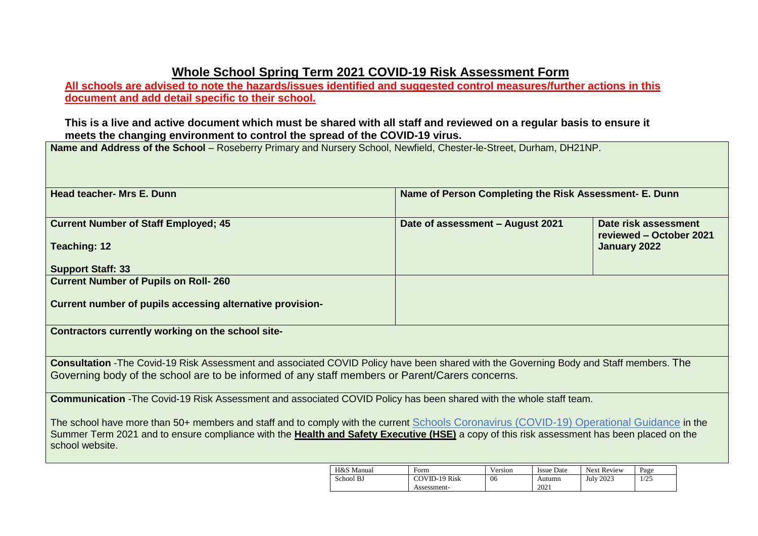# Whole School Spring Term 2021 COVID-19 Risk Assessment Form

**All schools are advised to note the hazards/issues identified and suggested control measures/further actions in this document and add detail specific to their school.**

**This is a live and active document which must be shared with all staff and reviewed on a regular basis to ensure it meets the changing environment to control the spread of the COVID-19 virus.**

| | | |
|---|---|---|
| **Name and Address of the School** – Roseberry Primary and Nursery School, Newfield, Chester-le-Street, Durham, DH21NP. | | |
| **Head teacher- Mrs E. Dunn** | **Name of Person Completing the Risk Assessment- E. Dunn** | |
| **Current Number of Staff Employed; 45**<br><br>**Teaching: 12**<br><br>**Support Staff: 33** | **Date of assessment – August 2021** | **Date risk assessment reviewed – October 2021**<br>**January 2022** |
| **Current Number of Pupils on Roll- 260**<br><br>**Current number of pupils accessing alternative provision-** | | |
| **Contractors currently working on the school site-** | | |
| **Consultation** -The Covid-19 Risk Assessment and associated COVID Policy have been shared with the Governing Body and Staff members. The Governing body of the school are to be informed of any staff members or Parent/Carers concerns. | | |
| **Communication** -The Covid-19 Risk Assessment and associated COVID Policy has been shared with the whole staff team.<br><br>The school have more than 50+ members and staff and to comply with the current Schools Coronavirus (COVID-19) Operational Guidance in the Summer Term 2021 and to ensure compliance with the **Health and Safety Executive (HSE)** a copy of this risk assessment has been placed on the school website. | | |

| H&S Manual | Form | Version | Issue Date | Next Review |
|---|---|---|---|---|
| School BJ | COVID-19 Risk Assessment- | 06 | Autumn 2021 | July 2023 |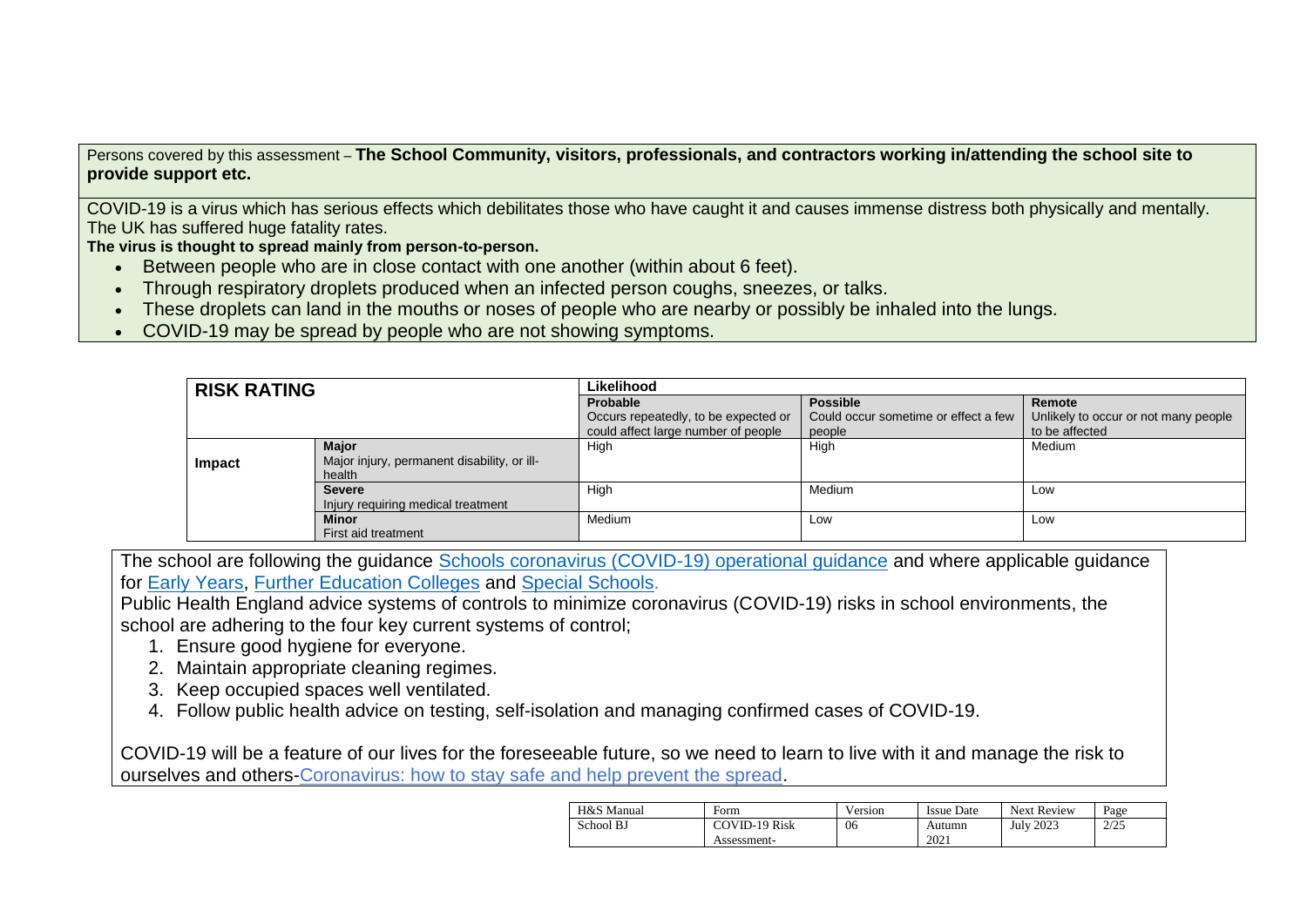Persons covered by this assessment – **The School Community, visitors, professionals, and contractors working in/attending the school site to provide support etc.**

COVID-19 is a virus which has serious effects which debilitates those who have caught it and causes immense distress both physically and mentally. The UK has suffered huge fatality rates.

**The virus is thought to spread mainly from person-to-person.**

- Between people who are in close contact with one another (within about 6 feet).
- Through respiratory droplets produced when an infected person coughs, sneezes, or talks.
- These droplets can land in the mouths or noses of people who are nearby or possibly be inhaled into the lungs.
- COVID-19 may be spread by people who are not showing symptoms.

| **RISK RATING** | | **Likelihood** | | |
|---|---|---|---|---|
| | | **Probable** Occurs repeatedly, to be expected or could affect large number of people | **Possible** Could occur sometime or effect a few people | **Remote** Unlikely to occur or not many people to be affected |
| **Impact** | **Major** Major injury, permanent disability, or ill-health | High | High | Medium |
| | **Severe** Injury requiring medical treatment | High | Medium | Low |
| | **Minor** First aid treatment | Medium | Low | Low |

The school are following the guidance Schools coronavirus (COVID-19) operational guidance and where applicable guidance for Early Years, Further Education Colleges and Special Schools.

Public Health England advice systems of controls to minimize coronavirus (COVID-19) risks in school environments, the school are adhering to the four key current systems of control;

1. Ensure good hygiene for everyone.
2. Maintain appropriate cleaning regimes.
3. Keep occupied spaces well ventilated.
4. Follow public health advice on testing, self-isolation and managing confirmed cases of COVID-19.

COVID-19 will be a feature of our lives for the foreseeable future, so we need to learn to live with it and manage the risk to ourselves and others-Coronavirus: how to stay safe and help prevent the spread.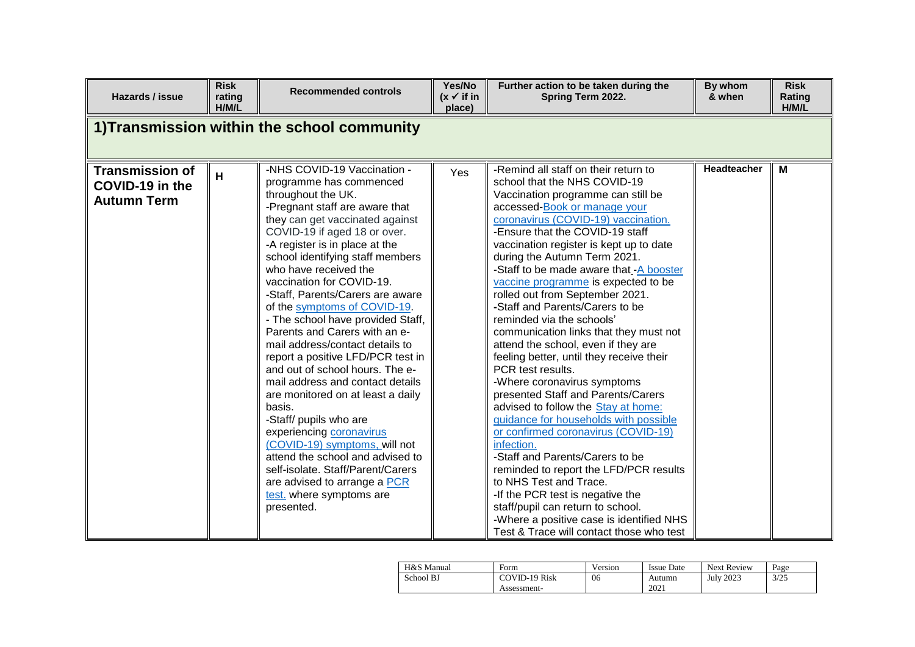| Hazards / issue | Risk rating H/M/L | Recommended controls | Yes/No (x ✓ if in place) | Further action to be taken during the Spring Term 2022. | By whom & when | Risk Rating H/M/L |
|---|---|---|---|---|---|---|
| **1)Transmission within the school community** | | | | | | |
| **Transmission of COVID-19 in the Autumn Term** | H | -NHS COVID-19 Vaccination - programme has commenced throughout the UK.<br>-Pregnant staff are aware that they can get vaccinated against COVID-19 if aged 18 or over.<br>-A register is in place at the school identifying staff members who have received the vaccination for COVID-19.<br>-Staff, Parents/Carers are aware of the symptoms of COVID-19.<br>- The school have provided Staff, Parents and Carers with an e-mail address/contact details to report a positive LFD/PCR test in and out of school hours. The e-mail address and contact details are monitored on at least a daily basis.<br>-Staff/ pupils who are experiencing coronavirus (COVID-19) symptoms, will not attend the school and advised to self-isolate. Staff/Parent/Carers are advised to arrange a PCR test. where symptoms are presented. | Yes | -Remind all staff on their return to school that the NHS COVID-19 Vaccination programme can still be accessed-Book or manage your coronavirus (COVID-19) vaccination.<br>-Ensure that the COVID-19 staff vaccination register is kept up to date during the Autumn Term 2021.<br>-Staff to be made aware that -A booster vaccine programme is expected to be rolled out from September 2021.<br>-Staff and Parents/Carers to be reminded via the schools' communication links that they must not attend the school, even if they are feeling better, until they receive their PCR test results.<br>-Where coronavirus symptoms presented Staff and Parents/Carers advised to follow the Stay at home: guidance for households with possible or confirmed coronavirus (COVID-19) infection.<br>-Staff and Parents/Carers to be reminded to report the LFD/PCR results to NHS Test and Trace.<br>-If the PCR test is negative the staff/pupil can return to school.<br>-Where a positive case is identified NHS Test & Trace will contact those who test | **Headteacher** | **M** |

| H&S Manual | Form | Version | Issue Date | Next Review | Page |
|---|---|---|---|---|---|
| School BJ | COVID-19 Risk Assessment- | 06 | Autumn 2021 | July 2023 | 3/25 |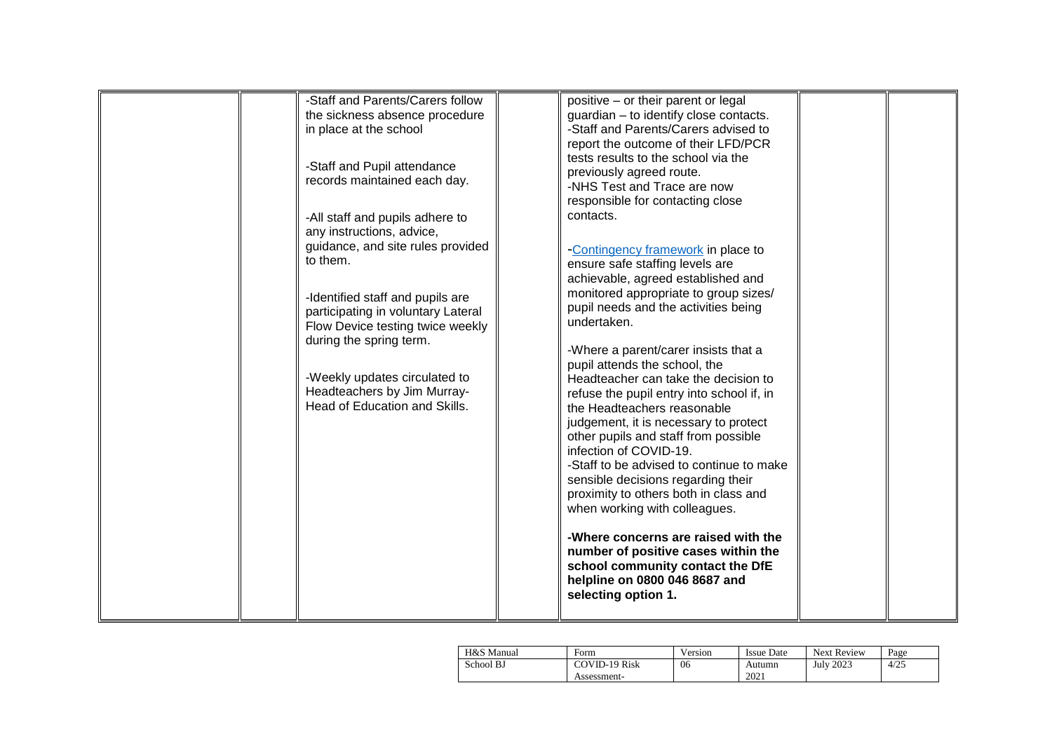|  |  |  |  |  |  |  |
|---|---|---|---|---|---|---|
|  |  | -Staff and Parents/Carers follow the sickness absence procedure in place at the school<br><br>-Staff and Pupil attendance records maintained each day.<br><br>-All staff and pupils adhere to any instructions, advice, guidance, and site rules provided to them.<br><br>-Identified staff and pupils are participating in voluntary Lateral Flow Device testing twice weekly during the spring term.<br><br>-Weekly updates circulated to Headteachers by Jim Murray- Head of Education and Skills. |  | positive – or their parent or legal guardian – to identify close contacts.<br>-Staff and Parents/Carers advised to report the outcome of their LFD/PCR tests results to the school via the previously agreed route.<br>-NHS Test and Trace are now responsible for contacting close contacts.<br><br>-[Contingency framework] in place to ensure safe staffing levels are achievable, agreed established and monitored appropriate to group sizes/ pupil needs and the activities being undertaken.<br><br>-Where a parent/carer insists that a pupil attends the school, the Headteacher can take the decision to refuse the pupil entry into school if, in the Headteachers reasonable judgement, it is necessary to protect other pupils and staff from possible infection of COVID-19.<br>-Staff to be advised to continue to make sensible decisions regarding their proximity to others both in class and when working with colleagues.<br><br>**-Where concerns are raised with the number of positive cases within the school community contact the DfE helpline on 0800 046 8687 and selecting option 1.** |  |  |

| H&S Manual | Form | Version | Issue Date | Next Review | Page |
|---|---|---|---|---|---|
| School BJ | COVID-19 Risk Assessment- | 06 | Autumn 2021 | July 2023 | 4/25 |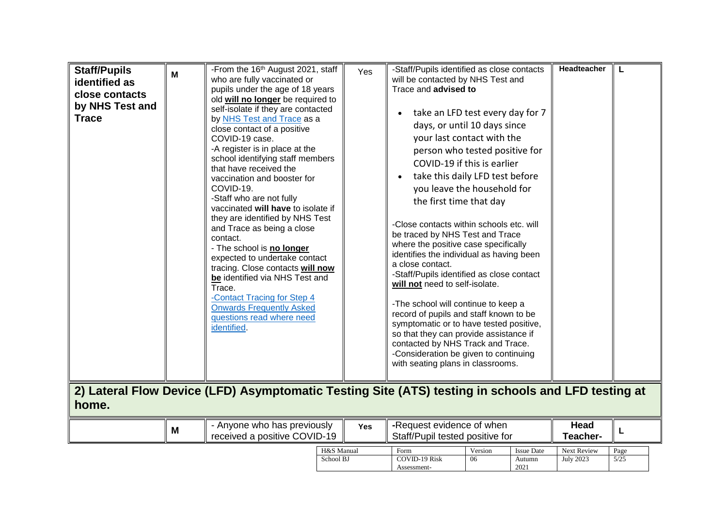| | | | | | | |
|---|---|---|---|---|---|---|
| **Staff/Pupils identified as close contacts by NHS Test and Trace** | M | -From the 16th August 2021, staff who are fully vaccinated or pupils under the age of 18 years old **will no longer** be required to self-isolate if they are contacted by NHS Test and Trace as a close contact of a positive COVID-19 case.<br>-A register is in place at the school identifying staff members that have received the vaccination and booster for COVID-19.<br>-Staff who are not fully vaccinated **will have** to isolate if they are identified by NHS Test and Trace as being a close contact.<br>- The school is **no longer** expected to undertake contact tracing. Close contacts **will now be** identified via NHS Test and Trace.<br>-Contact Tracing for Step 4 Onwards Frequently Asked questions read where need identified. | Yes | -Staff/Pupils identified as close contacts will be contacted by NHS Test and Trace and **advised to**<br>• take an LFD test every day for 7 days, or until 10 days since your last contact with the person who tested positive for COVID-19 if this is earlier<br>• take this daily LFD test before you leave the household for the first time that day<br><br>-Close contacts within schools etc. will be traced by NHS Test and Trace where the positive case specifically identifies the individual as having been a close contact.<br>-Staff/Pupils identified as close contact **will not** need to self-isolate.<br><br>-The school will continue to keep a record of pupils and staff known to be symptomatic or to have tested positive, so that they can provide assistance if contacted by NHS Track and Trace.<br>-Consideration be given to continuing with seating plans in classrooms. | **Headteacher** | L |

## 2) Lateral Flow Device (LFD) Asymptomatic Testing Site (ATS) testing in schools and LFD testing at home.

| | | | | | | |
|---|---|---|---|---|---|---|
| | M | - Anyone who has previously received a positive COVID-19 | **Yes** | **-**Request evidence of when Staff/Pupil tested positive for | **Head Teacher-** | L |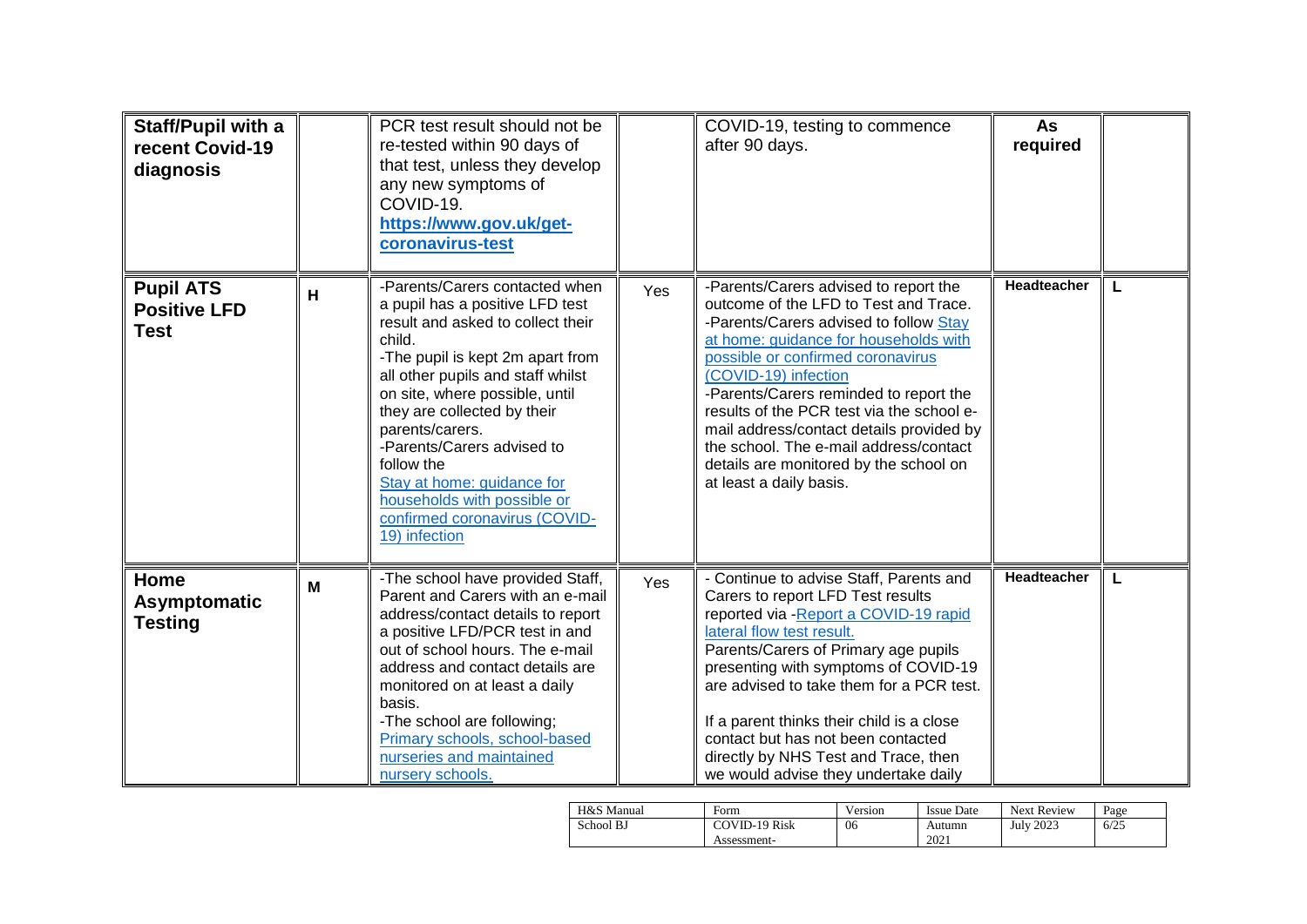| **Staff/Pupil with a recent Covid-19 diagnosis** | | PCR test result should not be re-tested within 90 days of that test, unless they develop any new symptoms of COVID-19. **https://www.gov.uk/get-coronavirus-test** | | COVID-19, testing to commence after 90 days. | **As required** | |
|---|---|---|---|---|---|---|
| **Pupil ATS Positive LFD Test** | **H** | -Parents/Carers contacted when a pupil has a positive LFD test result and asked to collect their child.<br>-The pupil is kept 2m apart from all other pupils and staff whilst on site, where possible, until they are collected by their parents/carers.<br>-Parents/Carers advised to follow the Stay at home: guidance for households with possible or confirmed coronavirus (COVID-19) infection | Yes | -Parents/Carers advised to report the outcome of the LFD to Test and Trace.<br>-Parents/Carers advised to follow Stay at home: guidance for households with possible or confirmed coronavirus (COVID-19) infection<br>-Parents/Carers reminded to report the results of the PCR test via the school e-mail address/contact details provided by the school. The e-mail address/contact details are monitored by the school on at least a daily basis. | **Headteacher** | **L** |
| **Home Asymptomatic Testing** | **M** | -The school have provided Staff, Parent and Carers with an e-mail address/contact details to report a positive LFD/PCR test in and out of school hours. The e-mail address and contact details are monitored on at least a daily basis.<br>-The school are following; Primary schools, school-based nurseries and maintained nursery schools. | Yes | - Continue to advise Staff, Parents and Carers to report LFD Test results reported via -Report a COVID-19 rapid lateral flow test result.<br>Parents/Carers of Primary age pupils presenting with symptoms of COVID-19 are advised to take them for a PCR test.<br><br>If a parent thinks their child is a close contact but has not been contacted directly by NHS Test and Trace, then we would advise they undertake daily | **Headteacher** | **L** |

| H&S Manual | Form | Version | Issue Date | Next Review |
|---|---|---|---|---|
| School BJ | COVID-19 Risk Assessment- | 06 | Autumn 2021 | July 2023 |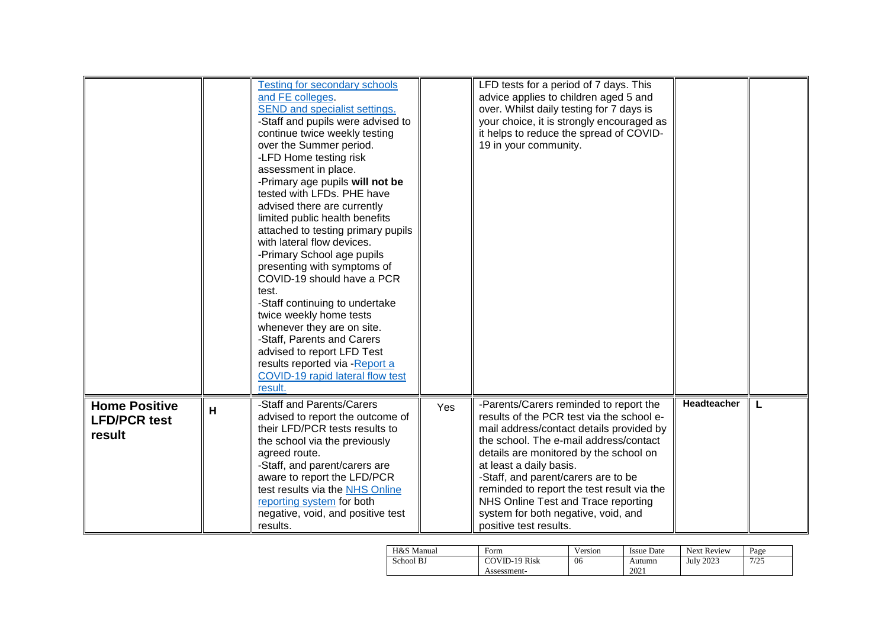| | | | | | | |
|---|---|---|---|---|---|---|
| | | Testing for secondary schools and FE colleges.<br>SEND and specialist settings.<br>-Staff and pupils were advised to continue twice weekly testing over the Summer period.<br>-LFD Home testing risk assessment in place.<br>-Primary age pupils **will not be** tested with LFDs. PHE have advised there are currently limited public health benefits attached to testing primary pupils with lateral flow devices.<br>-Primary School age pupils presenting with symptoms of COVID-19 should have a PCR test.<br>-Staff continuing to undertake twice weekly home tests whenever they are on site.<br>-Staff, Parents and Carers advised to report LFD Test results reported via -Report a COVID-19 rapid lateral flow test result. | | LFD tests for a period of 7 days. This advice applies to children aged 5 and over. Whilst daily testing for 7 days is your choice, it is strongly encouraged as it helps to reduce the spread of COVID-19 in your community. | | |
| **Home Positive LFD/PCR test result** | **H** | -Staff and Parents/Carers advised to report the outcome of their LFD/PCR tests results to the school via the previously agreed route.<br>-Staff, and parent/carers are aware to report the LFD/PCR test results via the NHS Online reporting system for both negative, void, and positive test results. | Yes | -Parents/Carers reminded to report the results of the PCR test via the school e-mail address/contact details provided by the school. The e-mail address/contact details are monitored by the school on at least a daily basis.<br>-Staff, and parent/carers are to be reminded to report the test result via the NHS Online Test and Trace reporting system for both negative, void, and positive test results. | **Headteacher** | **L** |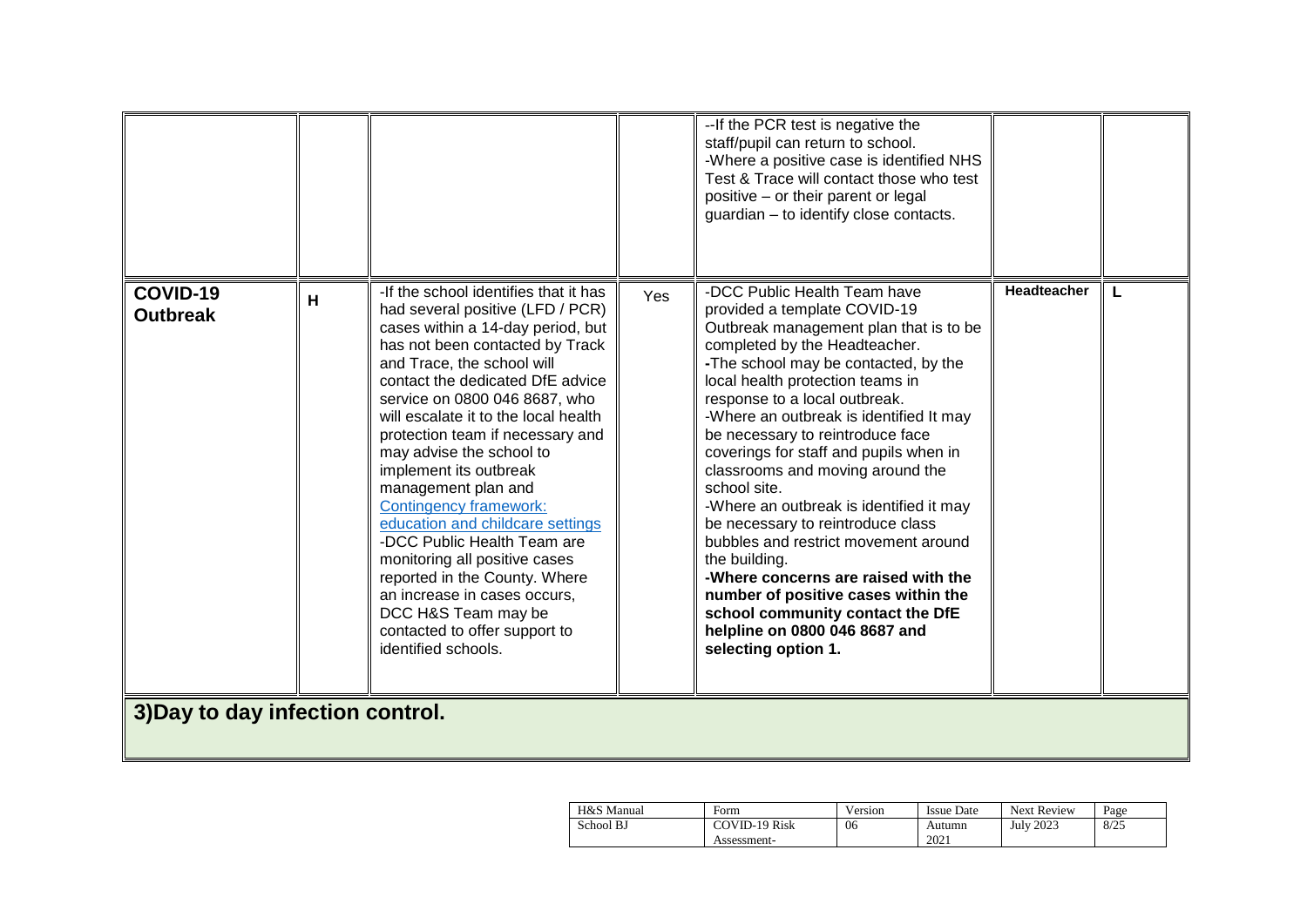| | | | | | | |
|---|---|---|---|---|---|---|
| | | | | --If the PCR test is negative the staff/pupil can return to school.<br>-Where a positive case is identified NHS Test & Trace will contact those who test positive – or their parent or legal guardian – to identify close contacts. | | |
| **COVID-19 Outbreak** | **H** | -If the school identifies that it has had several positive (LFD / PCR) cases within a 14-day period, but has not been contacted by Track and Trace, the school will contact the dedicated DfE advice service on 0800 046 8687, who will escalate it to the local health protection team if necessary and may advise the school to implement its outbreak management plan and Contingency framework: education and childcare settings<br>-DCC Public Health Team are monitoring all positive cases reported in the County. Where an increase in cases occurs, DCC H&S Team may be contacted to offer support to identified schools. | Yes | -DCC Public Health Team have provided a template COVID-19 Outbreak management plan that is to be completed by the Headteacher.<br>-The school may be contacted, by the local health protection teams in response to a local outbreak.<br>-Where an outbreak is identified It may be necessary to reintroduce face coverings for staff and pupils when in classrooms and moving around the school site.<br>-Where an outbreak is identified it may be necessary to reintroduce class bubbles and restrict movement around the building.<br>**-Where concerns are raised with the number of positive cases within the school community contact the DfE helpline on 0800 046 8687 and selecting option 1.** | **Headteacher** | **L** |
| **3)Day to day infection control.** | | | | | | |

| H&S Manual | Form | Version | Issue Date | Next Review | Page |
|---|---|---|---|---|---|
| School BJ | COVID-19 Risk Assessment- | 06 | Autumn 2021 | July 2023 | 8/25 |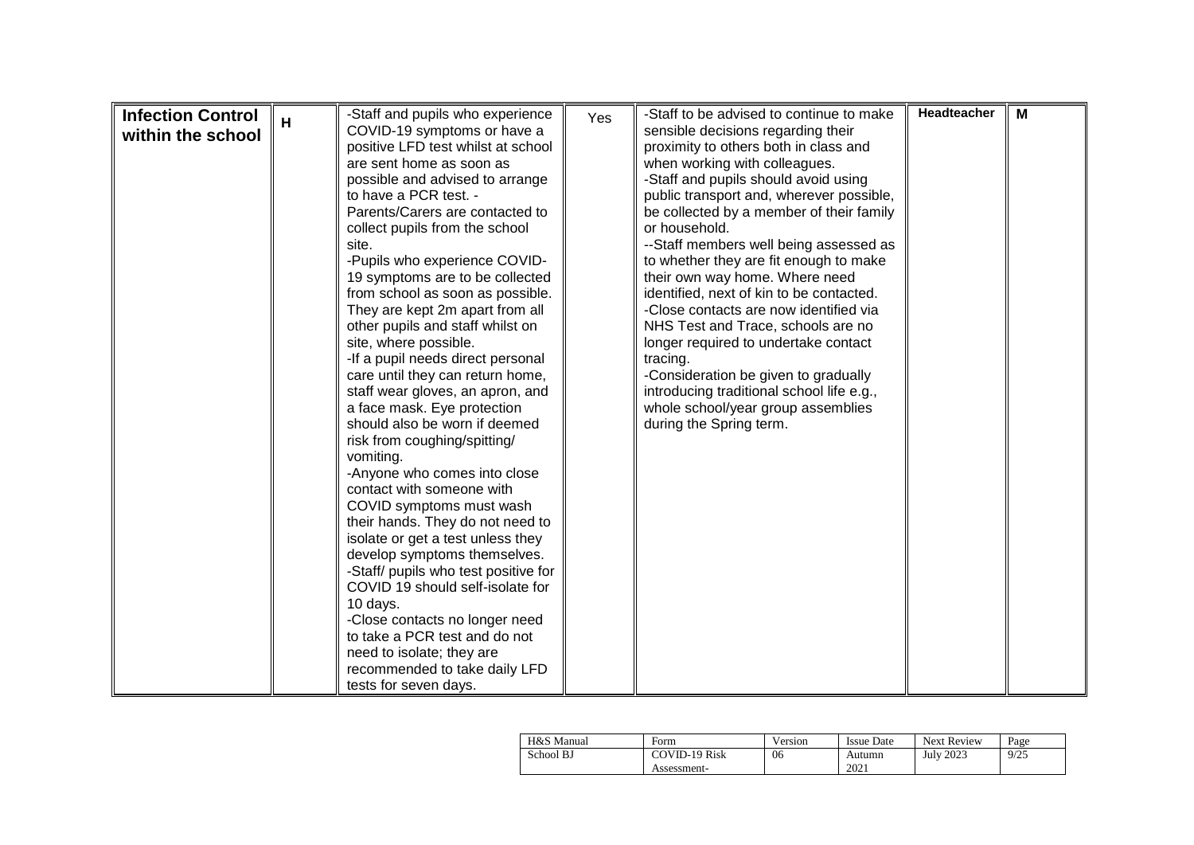| **Infection Control within the school** | **H** | -Staff and pupils who experience COVID-19 symptoms or have a positive LFD test whilst at school are sent home as soon as possible and advised to arrange to have a PCR test. -Parents/Carers are contacted to collect pupils from the school site.<br>-Pupils who experience COVID-19 symptoms are to be collected from school as soon as possible. They are kept 2m apart from all other pupils and staff whilst on site, where possible.<br>-If a pupil needs direct personal care until they can return home, staff wear gloves, an apron, and a face mask. Eye protection should also be worn if deemed risk from coughing/spitting/ vomiting.<br>-Anyone who comes into close contact with someone with COVID symptoms must wash their hands. They do not need to isolate or get a test unless they develop symptoms themselves.<br>-Staff/ pupils who test positive for COVID 19 should self-isolate for 10 days.<br>-Close contacts no longer need to take a PCR test and do not need to isolate; they are recommended to take daily LFD tests for seven days. | Yes | -Staff to be advised to continue to make sensible decisions regarding their proximity to others both in class and when working with colleagues.<br>-Staff and pupils should avoid using public transport and, wherever possible, be collected by a member of their family or household.<br>--Staff members well being assessed as to whether they are fit enough to make their own way home. Where need identified, next of kin to be contacted.<br>-Close contacts are now identified via NHS Test and Trace, schools are no longer required to undertake contact tracing.<br>-Consideration be given to gradually introducing traditional school life e.g., whole school/year group assemblies during the Spring term. | **Headteacher** | **M** |
|---|---|---|---|---|---|---|

| H&S Manual | Form | Version | Issue Date | Next Review |
|---|---|---|---|---|
| School BJ | COVID-19 Risk Assessment- | 06 | Autumn 2021 | July 2023 |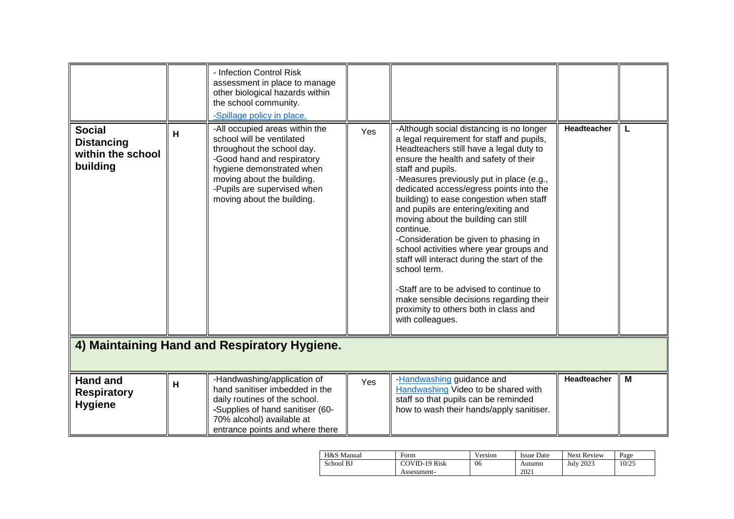| | | | | | | |
|---|---|---|---|---|---|---|
| | | - Infection Control Risk assessment in place to manage other biological hazards within the school community.<br>-Spillage policy in place. | | | | |
| **Social Distancing within the school building** | H | -All occupied areas within the school will be ventilated throughout the school day.<br>-Good hand and respiratory hygiene demonstrated when moving about the building.<br>-Pupils are supervised when moving about the building. | Yes | -Although social distancing is no longer a legal requirement for staff and pupils, Headteachers still have a legal duty to ensure the health and safety of their staff and pupils.<br>-Measures previously put in place (e.g., dedicated access/egress points into the building) to ease congestion when staff and pupils are entering/exiting and moving about the building can still continue.<br>-Consideration be given to phasing in school activities where year groups and staff will interact during the start of the school term.<br><br>-Staff are to be advised to continue to make sensible decisions regarding their proximity to others both in class and with colleagues. | **Headteacher** | **L** |
| **4) Maintaining Hand and Respiratory Hygiene.** | | | | | | |
| **Hand and Respiratory Hygiene** | H | -Handwashing/application of hand sanitiser imbedded in the daily routines of the school.<br>-Supplies of hand sanitiser (60-70% alcohol) available at entrance points and where there | Yes | -Handwashing guidance and Handwashing Video to be shared with staff so that pupils can be reminded how to wash their hands/apply sanitiser. | **Headteacher** | **M** |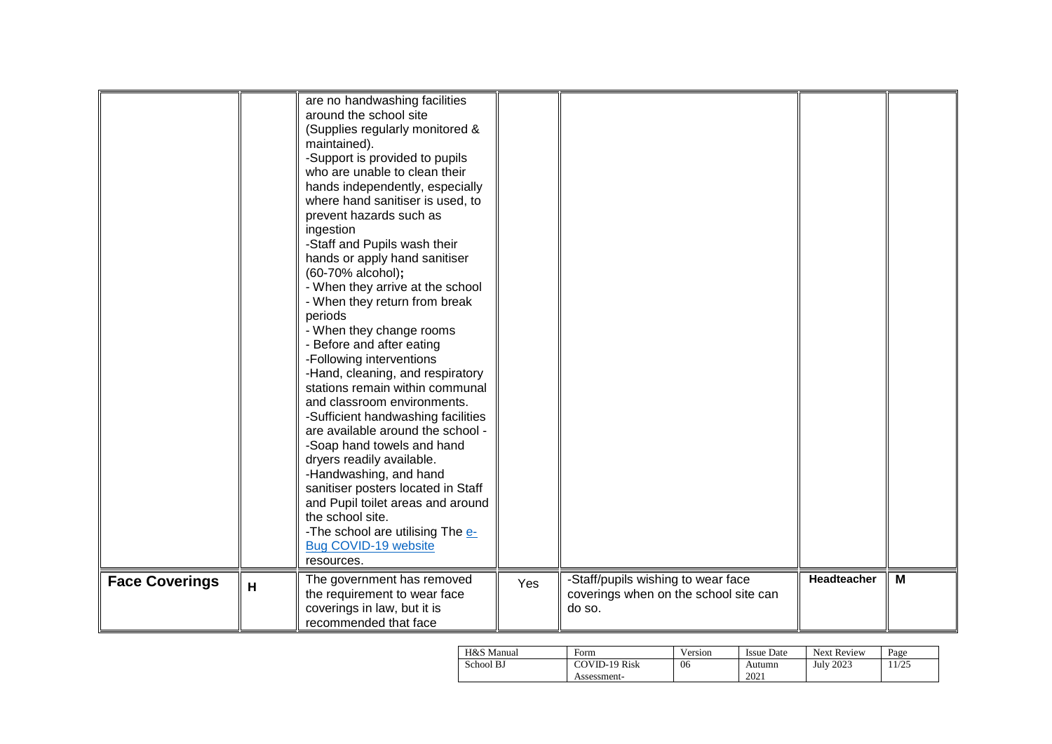| | | | | | | |
|---|---|---|---|---|---|---|
| | | are no handwashing facilities around the school site (Supplies regularly monitored & maintained).<br>-Support is provided to pupils who are unable to clean their hands independently, especially where hand sanitiser is used, to prevent hazards such as ingestion<br>-Staff and Pupils wash their hands or apply hand sanitiser (60-70% alcohol)**;**<br>- When they arrive at the school<br>- When they return from break periods<br>- When they change rooms<br>- Before and after eating<br>-Following interventions<br>-Hand, cleaning, and respiratory stations remain within communal and classroom environments.<br>-Sufficient handwashing facilities are available around the school -<br>-Soap hand towels and hand dryers readily available.<br>-Handwashing, and hand sanitiser posters located in Staff and Pupil toilet areas and around the school site.<br>-The school are utilising The [e-Bug COVID-19 website](e-Bug COVID-19 website) resources. | | | | |
| **Face Coverings** | **H** | The government has removed the requirement to wear face coverings in law, but it is recommended that face | Yes | -Staff/pupils wishing to wear face coverings when on the school site can do so. | **Headteacher** | **M** |

| H&S Manual | Form | Version | Issue Date | Next Review | Page |
|---|---|---|---|---|---|
| School BJ | COVID-19 Risk Assessment- | 06 | Autumn 2021 | July 2023 | 11/25 |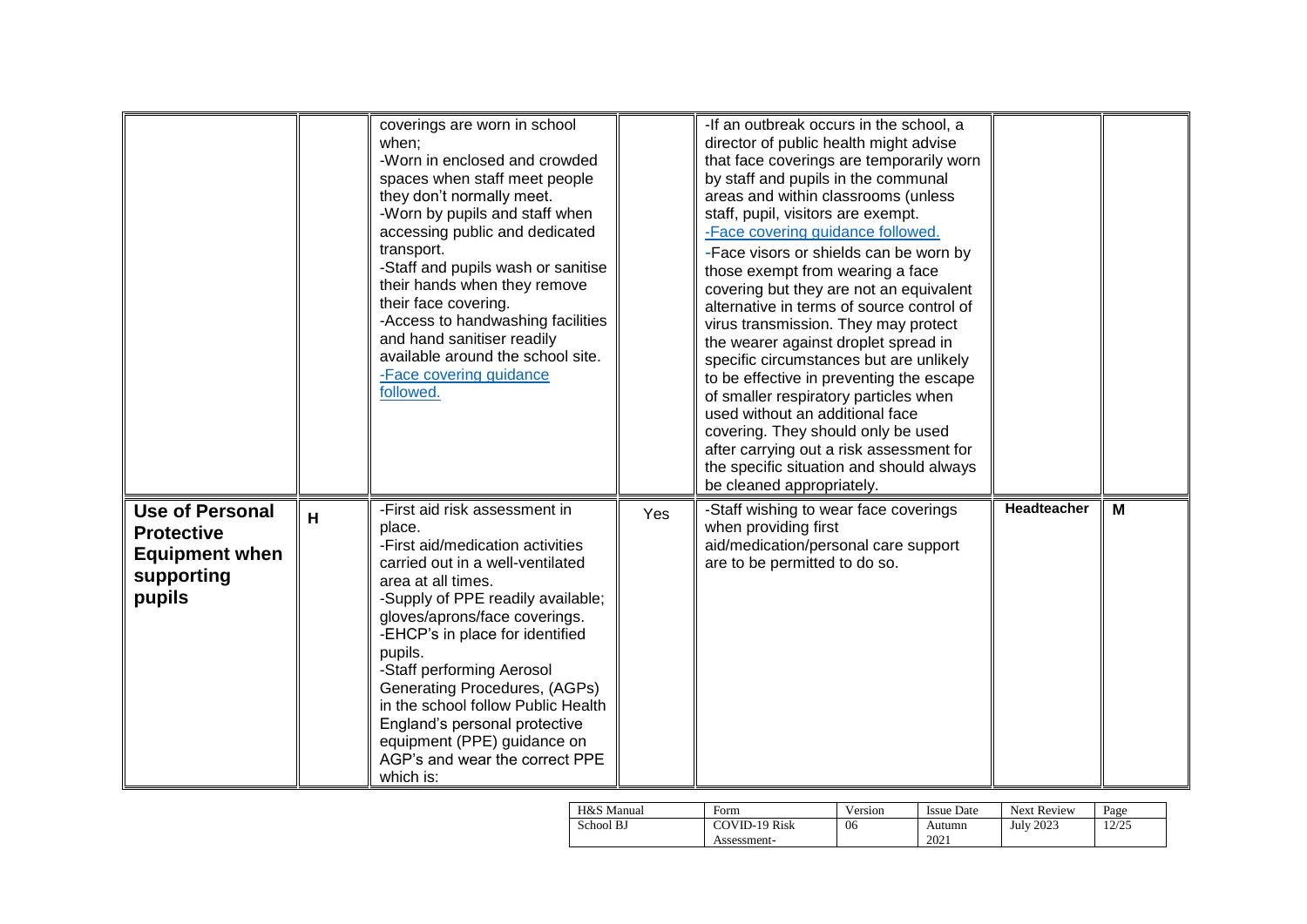| | | | | | | |
|---|---|---|---|---|---|---|
| | | coverings are worn in school when;<br>-Worn in enclosed and crowded spaces when staff meet people they don't normally meet.<br>-Worn by pupils and staff when accessing public and dedicated transport.<br>-Staff and pupils wash or sanitise their hands when they remove their face covering.<br>-Access to handwashing facilities and hand sanitiser readily available around the school site.<br>-Face covering guidance followed. | | -If an outbreak occurs in the school, a director of public health might advise that face coverings are temporarily worn by staff and pupils in the communal areas and within classrooms (unless staff, pupil, visitors are exempt.<br>-Face covering guidance followed.<br>-Face visors or shields can be worn by those exempt from wearing a face covering but they are not an equivalent alternative in terms of source control of virus transmission. They may protect the wearer against droplet spread in specific circumstances but are unlikely to be effective in preventing the escape of smaller respiratory particles when used without an additional face covering. They should only be used after carrying out a risk assessment for the specific situation and should always be cleaned appropriately. | | |
| **Use of Personal Protective Equipment when supporting pupils** | **H** | -First aid risk assessment in place.<br>-First aid/medication activities carried out in a well-ventilated area at all times.<br>-Supply of PPE readily available; gloves/aprons/face coverings.<br>-EHCP's in place for identified pupils.<br>-Staff performing Aerosol Generating Procedures, (AGPs) in the school follow Public Health England's personal protective equipment (PPE) guidance on AGP's and wear the correct PPE which is: | Yes | -Staff wishing to wear face coverings when providing first aid/medication/personal care support are to be permitted to do so. | **Headteacher** | **M** |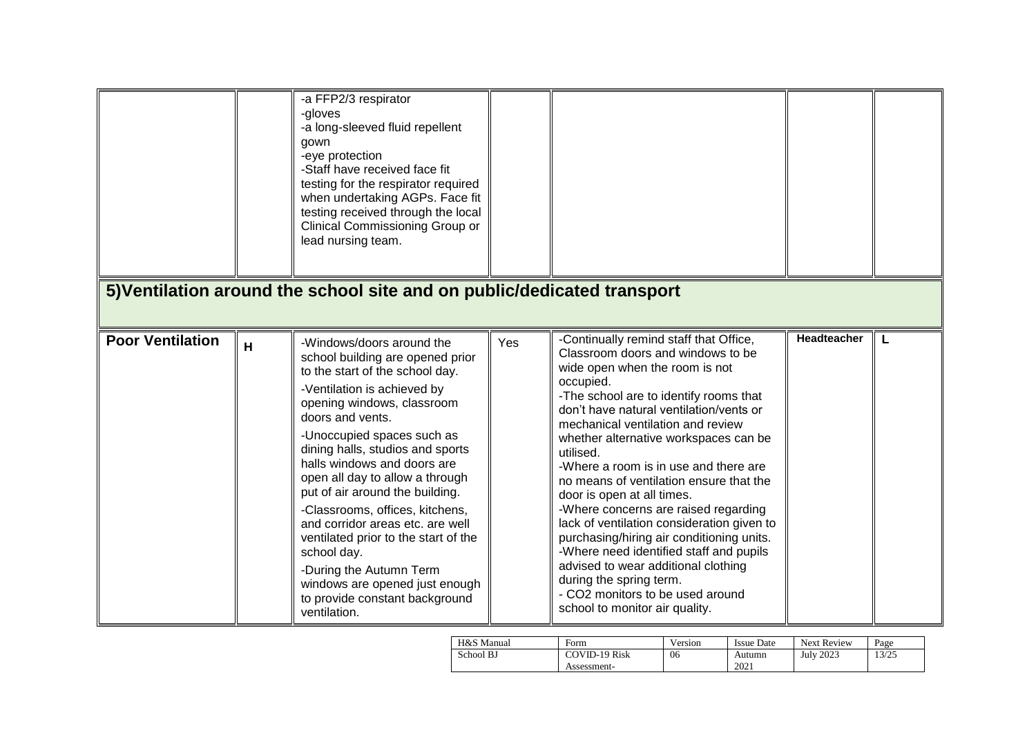| | | | | | | |
|---|---|---|---|---|---|---|
| | | -a FFP2/3 respirator<br>-gloves<br>-a long-sleeved fluid repellent gown<br>-eye protection<br>-Staff have received face fit testing for the respirator required when undertaking AGPs. Face fit testing received through the local Clinical Commissioning Group or lead nursing team. | | | | |

## 5)Ventilation around the school site and on public/dedicated transport

| | | | | | | |
|---|---|---|---|---|---|---|
| **Poor Ventilation** | **H** | -Windows/doors around the school building are opened prior to the start of the school day.<br>-Ventilation is achieved by opening windows, classroom doors and vents.<br>-Unoccupied spaces such as dining halls, studios and sports halls windows and doors are open all day to allow a through put of air around the building.<br>-Classrooms, offices, kitchens, and corridor areas etc. are well ventilated prior to the start of the school day.<br>-During the Autumn Term windows are opened just enough to provide constant background ventilation. | Yes | -Continually remind staff that Office, Classroom doors and windows to be wide open when the room is not occupied.<br>-The school are to identify rooms that don't have natural ventilation/vents or mechanical ventilation and review whether alternative workspaces can be utilised.<br>-Where a room is in use and there are no means of ventilation ensure that the door is open at all times.<br>-Where concerns are raised regarding lack of ventilation consideration given to purchasing/hiring air conditioning units.<br>-Where need identified staff and pupils advised to wear additional clothing during the spring term.<br>- $CO_2$ monitors to be used around school to monitor air quality. | **Headteacher** | **L** |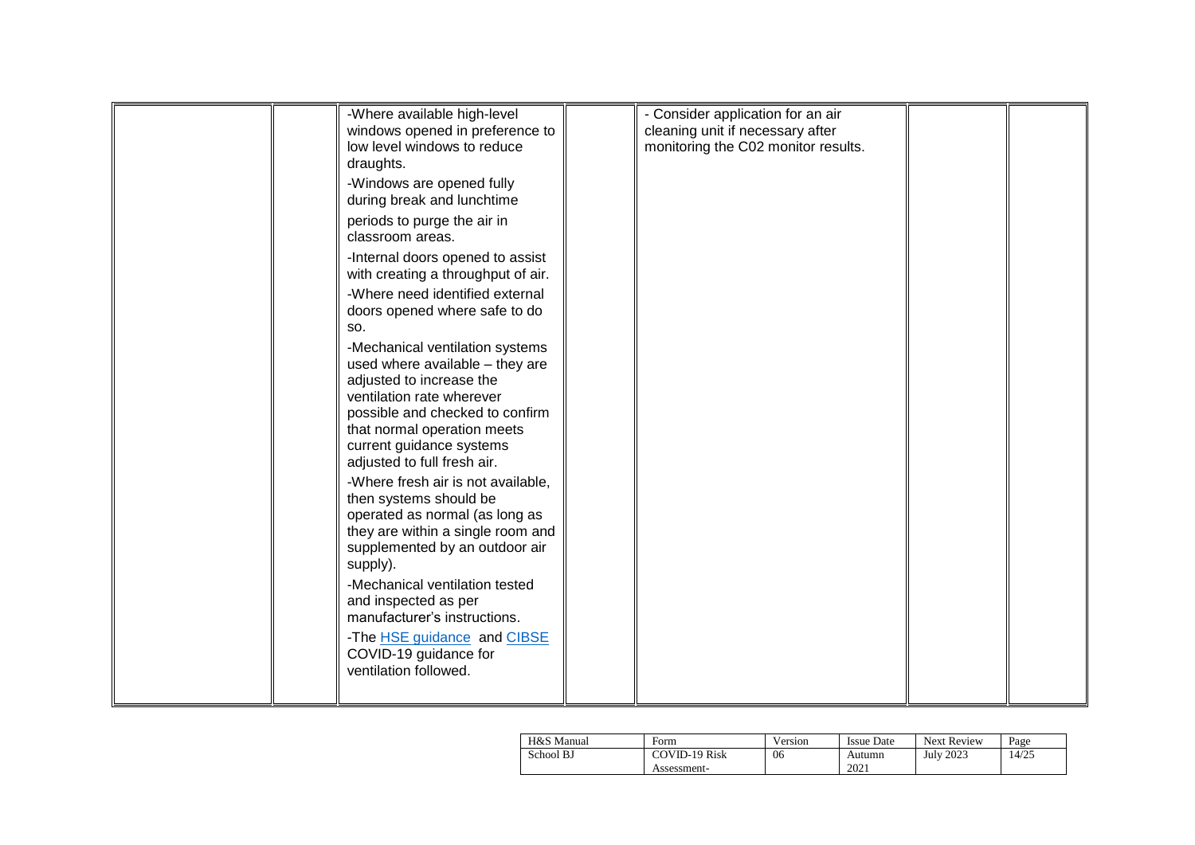| | | | | | | |
|---|---|---|---|---|---|---|
| | | -Where available high-level windows opened in preference to low level windows to reduce draughts.<br>-Windows are opened fully during break and lunchtime periods to purge the air in classroom areas.<br>-Internal doors opened to assist with creating a throughput of air.<br>-Where need identified external doors opened where safe to do so.<br>-Mechanical ventilation systems used where available – they are adjusted to increase the ventilation rate wherever possible and checked to confirm that normal operation meets current guidance systems adjusted to full fresh air.<br>-Where fresh air is not available, then systems should be operated as normal (as long as they are within a single room and supplemented by an outdoor air supply).<br>-Mechanical ventilation tested and inspected as per manufacturer's instructions.<br>-The HSE guidance and CIBSE COVID-19 guidance for ventilation followed. | | - Consider application for an air cleaning unit if necessary after monitoring the C02 monitor results. | | |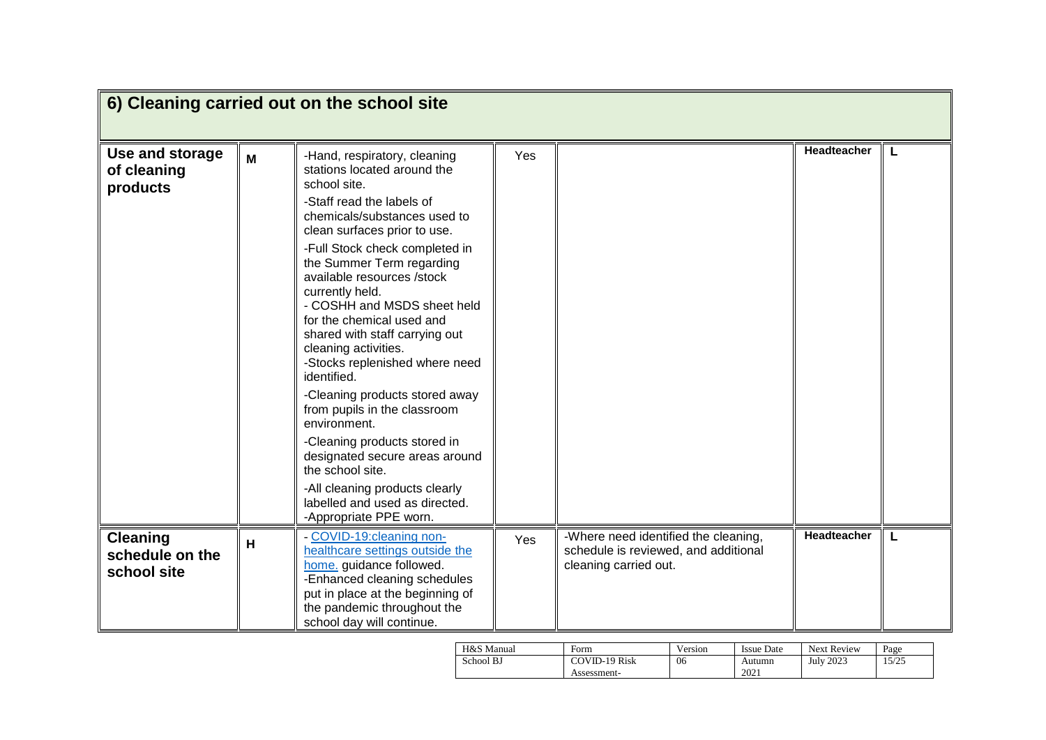## 6) Cleaning carried out on the school site

| | | | | | | |
|---|---|---|---|---|---|---|
| **Use and storage of cleaning products** | **M** | -Hand, respiratory, cleaning stations located around the school site.<br>-Staff read the labels of chemicals/substances used to clean surfaces prior to use.<br>-Full Stock check completed in the Summer Term regarding available resources /stock currently held.<br>- COSHH and MSDS sheet held for the chemical used and shared with staff carrying out cleaning activities.<br>-Stocks replenished where need identified.<br>-Cleaning products stored away from pupils in the classroom environment.<br>-Cleaning products stored in designated secure areas around the school site.<br>-All cleaning products clearly labelled and used as directed.<br>-Appropriate PPE worn. | Yes | | **Headteacher** | **L** |
| **Cleaning schedule on the school site** | **H** | - [COVID-19:cleaning non-healthcare settings outside the home.](#) guidance followed.<br>-Enhanced cleaning schedules put in place at the beginning of the pandemic throughout the school day will continue. | Yes | -Where need identified the cleaning, schedule is reviewed, and additional cleaning carried out. | **Headteacher** | **L** |

| H&S Manual | Form | Version | Issue Date | Next Review | Page |
|---|---|---|---|---|---|
| School BJ | COVID-19 Risk Assessment- | 06 | Autumn 2021 | July 2023 | 15/25 |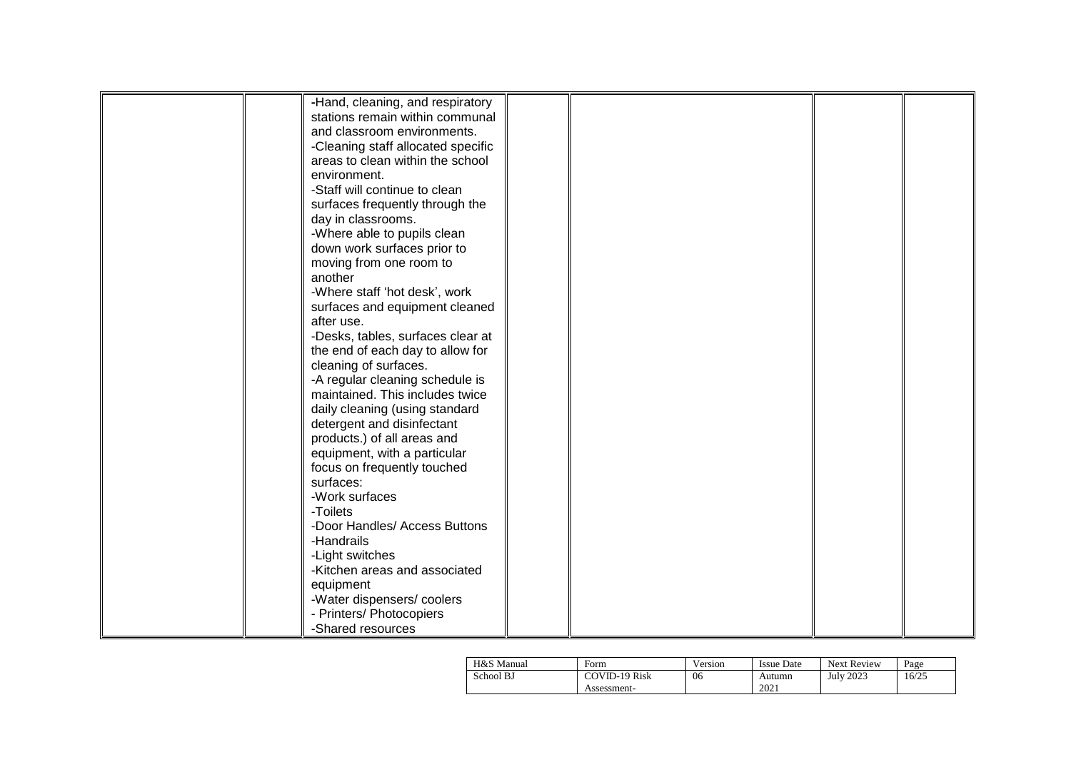| | | | | | | |
|---|---|---|---|---|---|---|
| | | -Hand, cleaning, and respiratory stations remain within communal and classroom environments.<br>-Cleaning staff allocated specific areas to clean within the school environment.<br>-Staff will continue to clean surfaces frequently through the day in classrooms.<br>-Where able to pupils clean down work surfaces prior to moving from one room to another<br>-Where staff 'hot desk', work surfaces and equipment cleaned after use.<br>-Desks, tables, surfaces clear at the end of each day to allow for cleaning of surfaces.<br>-A regular cleaning schedule is maintained. This includes twice daily cleaning (using standard detergent and disinfectant products.) of all areas and equipment, with a particular focus on frequently touched surfaces:<br>-Work surfaces<br>-Toilets<br>-Door Handles/ Access Buttons<br>-Handrails<br>-Light switches<br>-Kitchen areas and associated equipment<br>-Water dispensers/ coolers<br>- Printers/ Photocopiers<br>-Shared resources | | | | |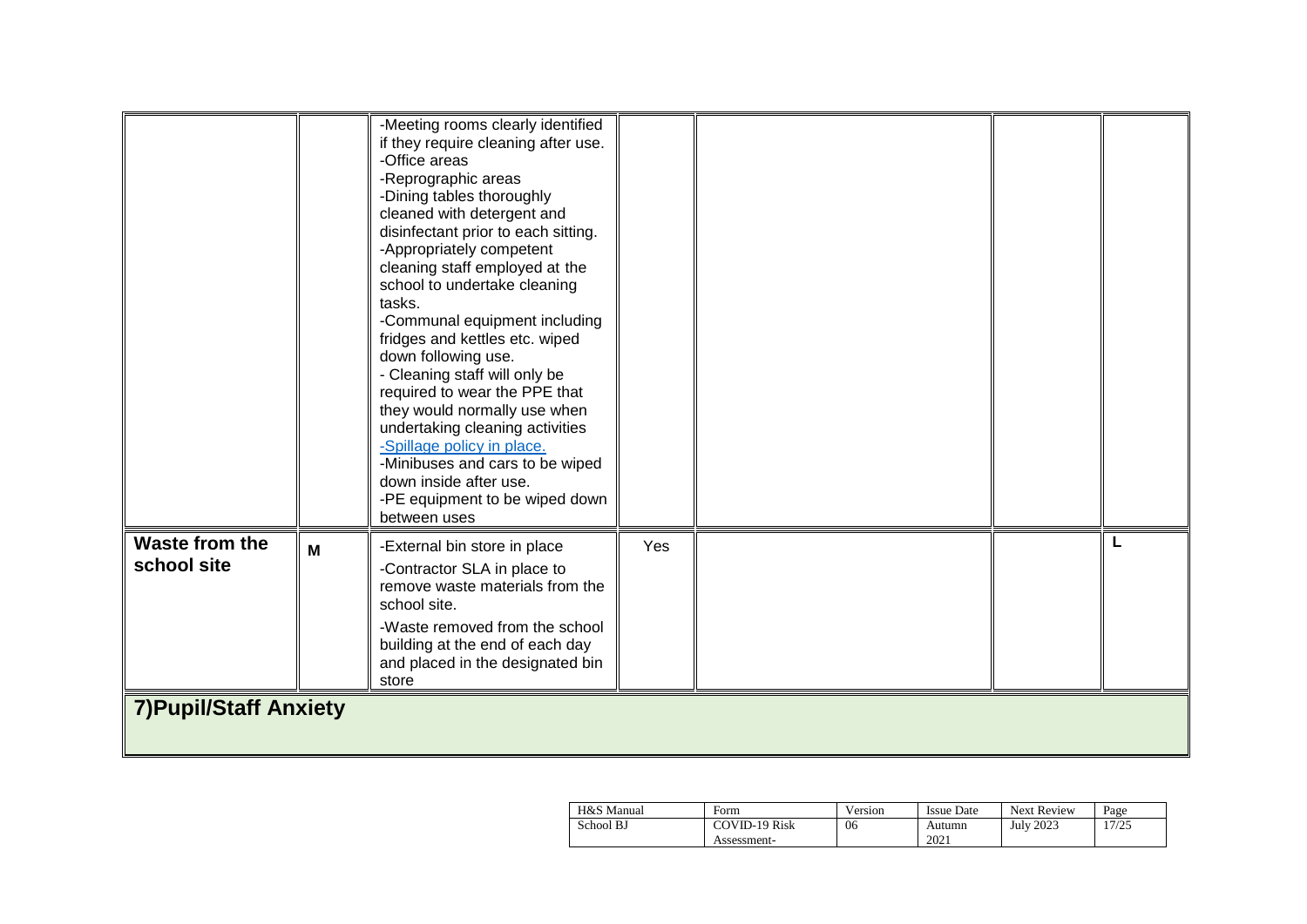| | | | | | | |
|---|---|---|---|---|---|---|
| | | -Meeting rooms clearly identified if they require cleaning after use.<br>-Office areas<br>-Reprographic areas<br>-Dining tables thoroughly cleaned with detergent and disinfectant prior to each sitting.<br>-Appropriately competent cleaning staff employed at the school to undertake cleaning tasks.<br>-Communal equipment including fridges and kettles etc. wiped down following use.<br>- Cleaning staff will only be required to wear the PPE that they would normally use when undertaking cleaning activities<br>-Spillage policy in place.<br>-Minibuses and cars to be wiped down inside after use.<br>-PE equipment to be wiped down between uses | | | | |
| **Waste from the school site** | **M** | -External bin store in place<br>-Contractor SLA in place to remove waste materials from the school site.<br>-Waste removed from the school building at the end of each day and placed in the designated bin store | Yes | | | **L** |

## 7)Pupil/Staff Anxiety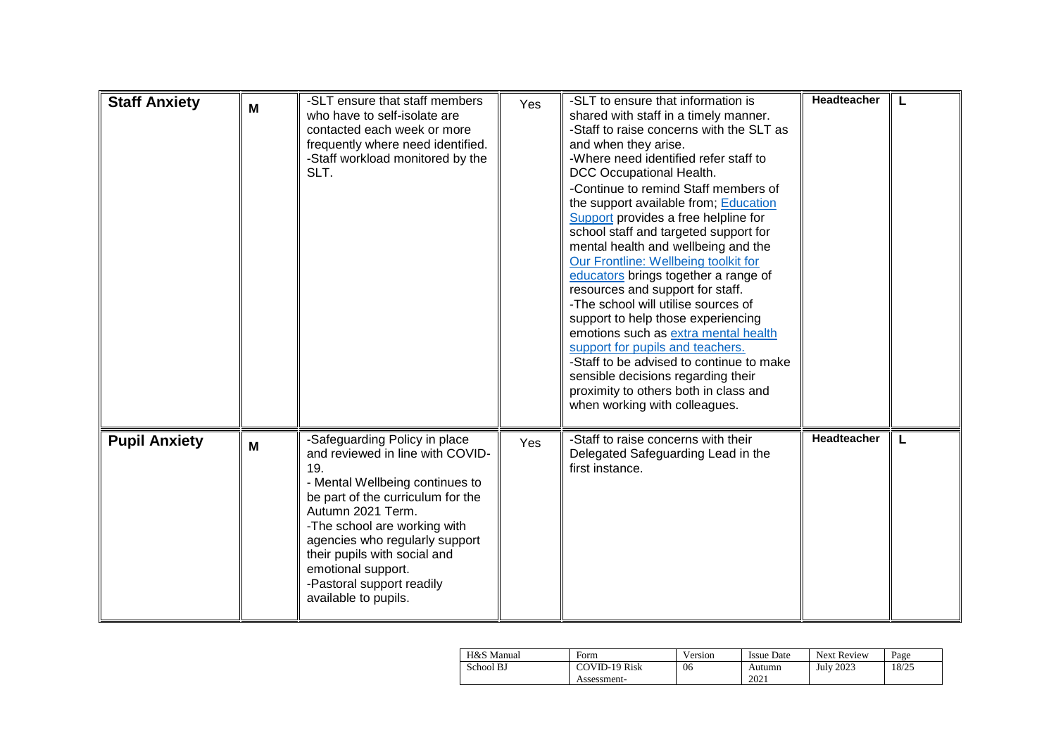| | | | | | | |
|---|---|---|---|---|---|---|
| **Staff Anxiety** | **M** | -SLT ensure that staff members who have to self-isolate are contacted each week or more frequently where need identified.<br>-Staff workload monitored by the SLT. | Yes | -SLT to ensure that information is shared with staff in a timely manner.<br>-Staff to raise concerns with the SLT as and when they arise.<br>-Where need identified refer staff to DCC Occupational Health.<br>-Continue to remind Staff members of the support available from; Education Support provides a free helpline for school staff and targeted support for mental health and wellbeing and the Our Frontline: Wellbeing toolkit for educators brings together a range of resources and support for staff.<br>-The school will utilise sources of support to help those experiencing emotions such as extra mental health support for pupils and teachers.<br>-Staff to be advised to continue to make sensible decisions regarding their proximity to others both in class and when working with colleagues. | **Headteacher** | **L** |
| **Pupil Anxiety** | **M** | -Safeguarding Policy in place and reviewed in line with COVID-19.<br>- Mental Wellbeing continues to be part of the curriculum for the Autumn 2021 Term.<br>-The school are working with agencies who regularly support their pupils with social and emotional support.<br>-Pastoral support readily available to pupils. | Yes | -Staff to raise concerns with their Delegated Safeguarding Lead in the first instance. | **Headteacher** | **L** |

| H&S Manual | Form | Version | Issue Date | Next Review | Page |
|---|---|---|---|---|---|
| School BJ | COVID-19 Risk Assessment- | 06 | Autumn 2021 | July 2023 | 18/25 |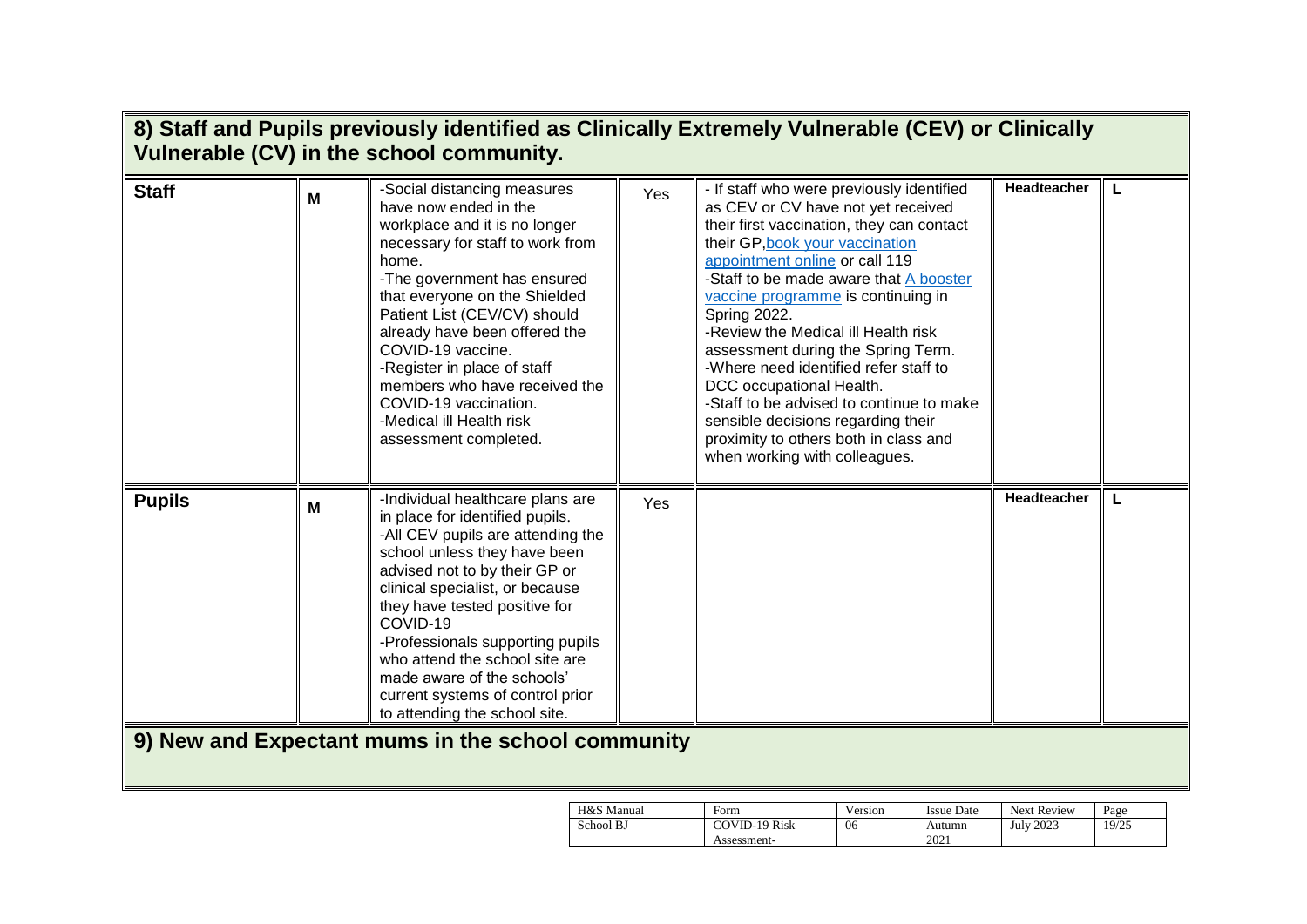## 8) Staff and Pupils previously identified as Clinically Extremely Vulnerable (CEV) or Clinically Vulnerable (CV) in the school community.

| | | | | | | |
|---|---|---|---|---|---|---|
| **Staff** | **M** | -Social distancing measures have now ended in the workplace and it is no longer necessary for staff to work from home.<br>-The government has ensured that everyone on the Shielded Patient List (CEV/CV) should already have been offered the COVID-19 vaccine.<br>-Register in place of staff members who have received the COVID-19 vaccination.<br>-Medical ill Health risk assessment completed. | Yes | - If staff who were previously identified as CEV or CV have not yet received their first vaccination, they can contact their GP, book your vaccination appointment online or call 119<br>-Staff to be made aware that A booster vaccine programme is continuing in Spring 2022.<br>-Review the Medical ill Health risk assessment during the Spring Term.<br>-Where need identified refer staff to DCC occupational Health.<br>-Staff to be advised to continue to make sensible decisions regarding their proximity to others both in class and when working with colleagues. | **Headteacher** | **L** |
| **Pupils** | **M** | -Individual healthcare plans are in place for identified pupils.<br>-All CEV pupils are attending the school unless they have been advised not to by their GP or clinical specialist, or because they have tested positive for COVID-19<br>-Professionals supporting pupils who attend the school site are made aware of the schools' current systems of control prior to attending the school site. | Yes | | **Headteacher** | **L** |

## 9) New and Expectant mums in the school community

| H&S Manual | Form | Version | Issue Date | Next Review | Page |
|---|---|---|---|---|---|
| School BJ | COVID-19 Risk Assessment- | 06 | Autumn 2021 | July 2023 | 19/25 |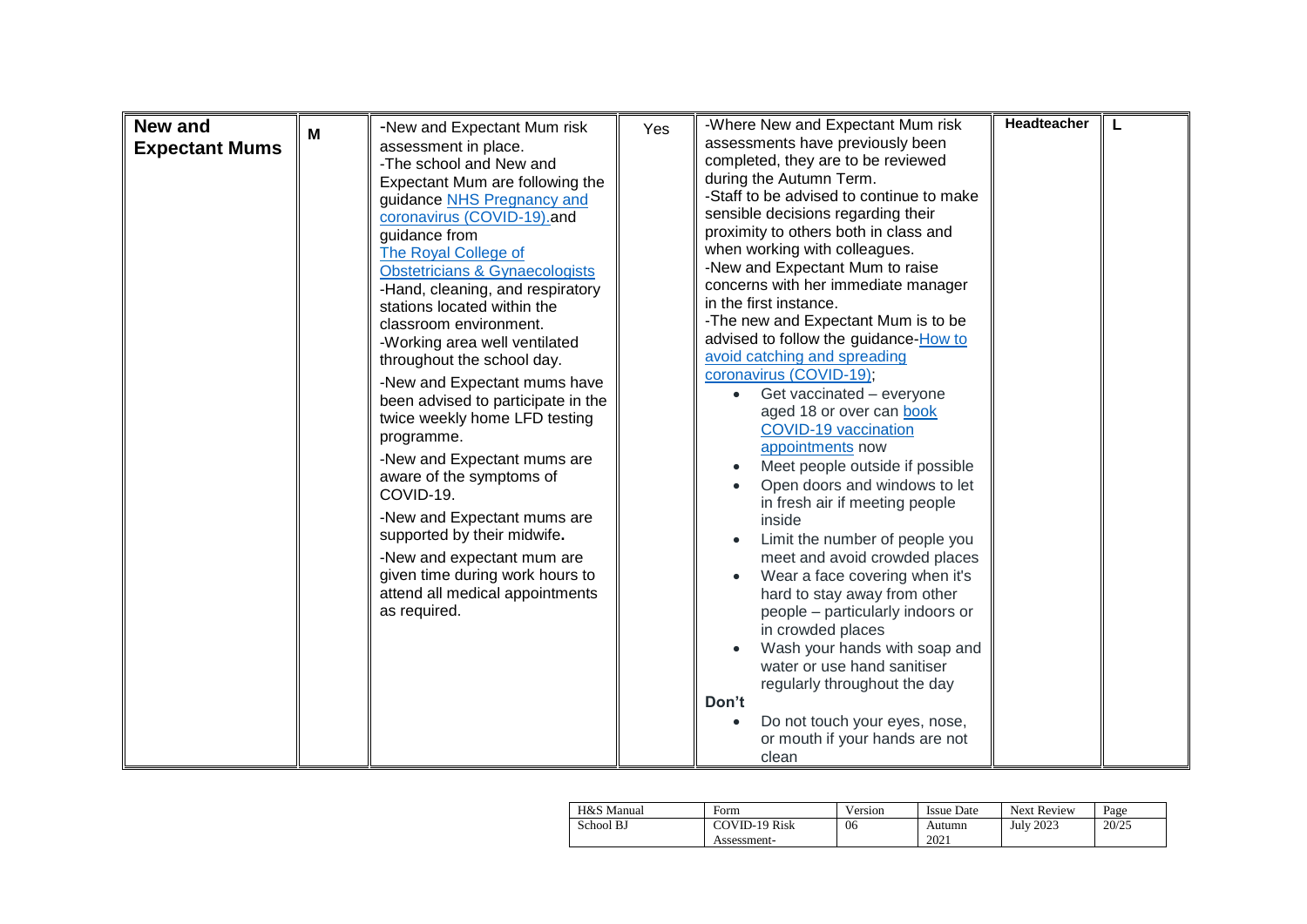| New and Expectant Mums | M | -New and Expectant Mum risk assessment in place.<br>-The school and New and Expectant Mum are following the guidance NHS Pregnancy and coronavirus (COVID-19). and guidance from The Royal College of Obstetricians & Gynaecologists<br>-Hand, cleaning, and respiratory stations located within the classroom environment.<br>-Working area well ventilated throughout the school day.<br>-New and Expectant mums have been advised to participate in the twice weekly home LFD testing programme.<br>-New and Expectant mums are aware of the symptoms of COVID-19.<br>-New and Expectant mums are supported by their midwife.<br>-New and expectant mum are given time during work hours to attend all medical appointments as required. | Yes | -Where New and Expectant Mum risk assessments have previously been completed, they are to be reviewed during the Autumn Term.<br>-Staff to be advised to continue to make sensible decisions regarding their proximity to others both in class and when working with colleagues.<br>-New and Expectant Mum to raise concerns with her immediate manager in the first instance.<br>-The new and Expectant Mum is to be advised to follow the guidance-How to avoid catching and spreading coronavirus (COVID-19);<br>• Get vaccinated – everyone aged 18 or over can book COVID-19 vaccination appointments now<br>• Meet people outside if possible<br>• Open doors and windows to let in fresh air if meeting people inside<br>• Limit the number of people you meet and avoid crowded places<br>• Wear a face covering when it's hard to stay away from other people – particularly indoors or in crowded places<br>• Wash your hands with soap and water or use hand sanitiser regularly throughout the day<br>**Don't**<br>• Do not touch your eyes, nose, or mouth if your hands are not clean | Headteacher | L |
|---|---|---|---|---|---|---|

| H&S Manual | Form | Version | Issue Date | Next Review | Page |
|---|---|---|---|---|---|
| School BJ | COVID-19 Risk Assessment- | 06 | Autumn 2021 | July 2023 | 20/25 |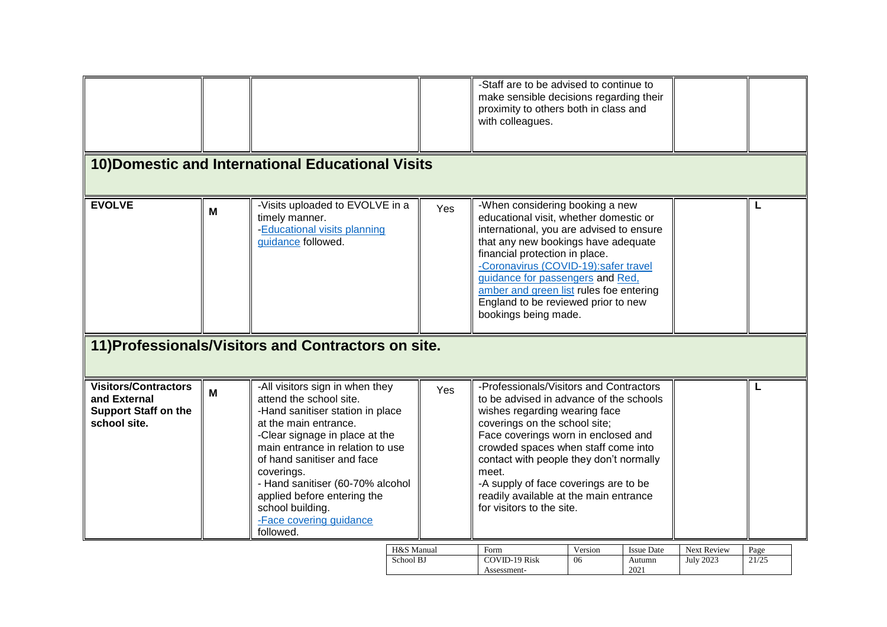| | | | | | | |
|---|---|---|---|---|---|---|
| | | | | -Staff are to be advised to continue to make sensible decisions regarding their proximity to others both in class and with colleagues. | | |
| **10)Domestic and International Educational Visits** | | | | | | |
| **EVOLVE** | **M** | -Visits uploaded to EVOLVE in a timely manner.<br>-Educational visits planning guidance followed. | Yes | -When considering booking a new educational visit, whether domestic or international, you are advised to ensure that any new bookings have adequate financial protection in place.<br>-Coronavirus (COVID-19):safer travel guidance for passengers and Red, amber and green list rules foe entering England to be reviewed prior to new bookings being made. | | **L** |
| **11)Professionals/Visitors and Contractors on site.** | | | | | | |
| **Visitors/Contractors and External Support Staff on the school site.** | **M** | -All visitors sign in when they attend the school site.<br>-Hand sanitiser station in place at the main entrance.<br>-Clear signage in place at the main entrance in relation to use of hand sanitiser and face coverings.<br>- Hand sanitiser (60-70% alcohol applied before entering the school building.<br>-Face covering guidance followed. | Yes | -Professionals/Visitors and Contractors to be advised in advance of the schools wishes regarding wearing face coverings on the school site;<br>Face coverings worn in enclosed and crowded spaces when staff come into contact with people they don't normally meet.<br>-A supply of face coverings are to be readily available at the main entrance for visitors to the site. | | **L** |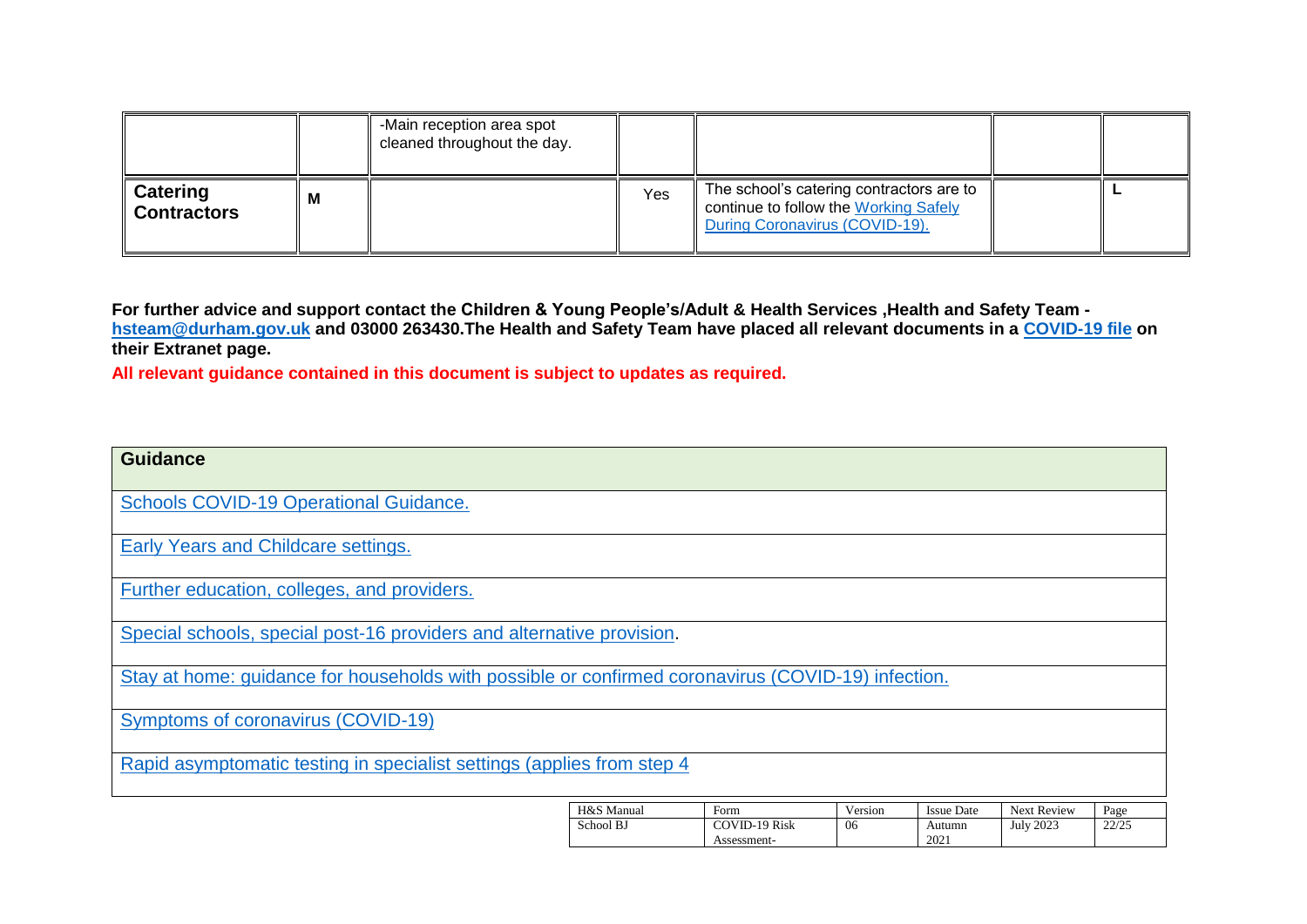| | | | | | | |
|---|---|---|---|---|---|---|
| | | -Main reception area spot cleaned throughout the day. | | | | |
| **Catering Contractors** | **M** | | Yes | The school's catering contractors are to continue to follow the Working Safely During Coronavirus (COVID-19). | | **L** |

**For further advice and support contact the Children & Young People's/Adult & Health Services ,Health and Safety Team - hsteam@durham.gov.uk and 03000 263430.The Health and Safety Team have placed all relevant documents in a COVID-19 file on their Extranet page.**

**All relevant guidance contained in this document is subject to updates as required.**

| **Guidance** |
|---|
| Schools COVID-19 Operational Guidance. |
| Early Years and Childcare settings. |
| Further education, colleges, and providers. |
| Special schools, special post-16 providers and alternative provision. |
| Stay at home: guidance for households with possible or confirmed coronavirus (COVID-19) infection. |
| Symptoms of coronavirus (COVID-19) |
| Rapid asymptomatic testing in specialist settings (applies from step 4 |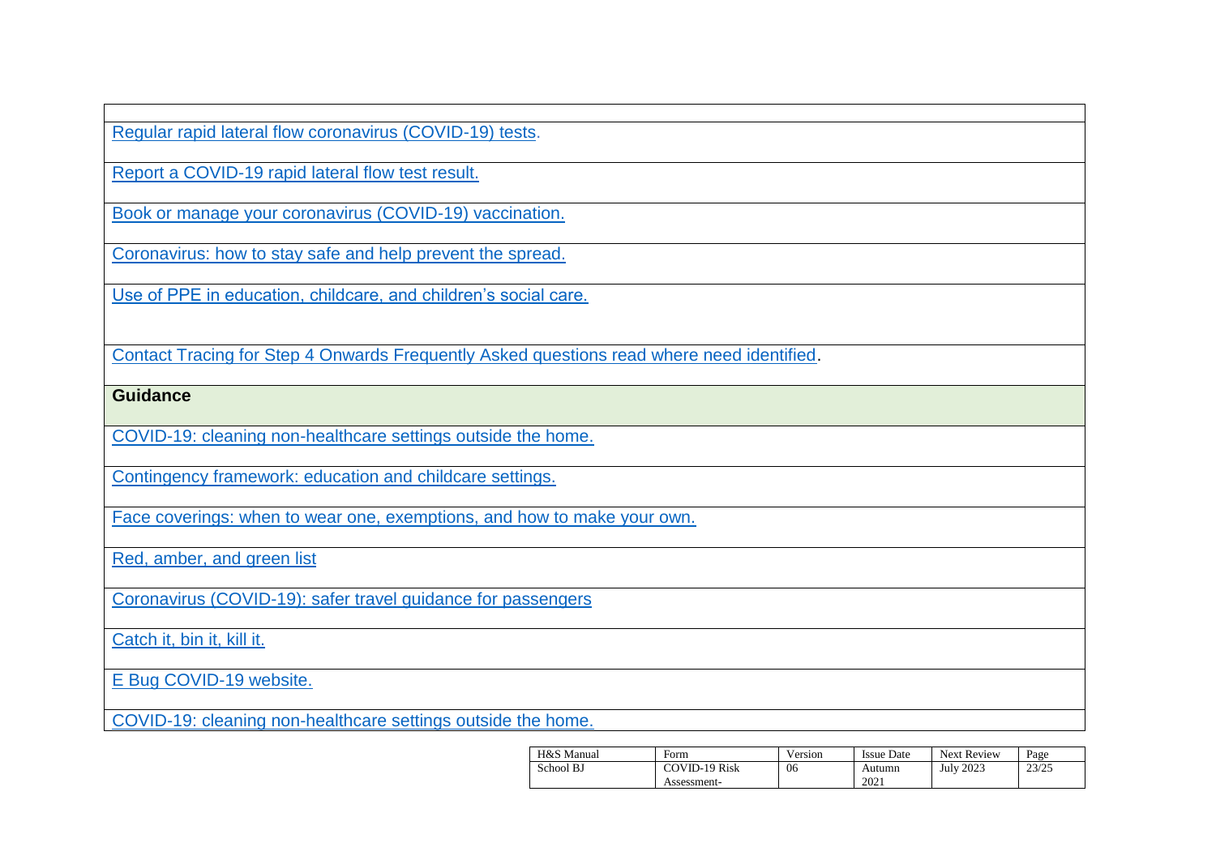| |
|---|
| Regular rapid lateral flow coronavirus (COVID-19) tests. |
| Report a COVID-19 rapid lateral flow test result. |
| Book or manage your coronavirus (COVID-19) vaccination. |
| Coronavirus: how to stay safe and help prevent the spread. |
| Use of PPE in education, childcare, and children's social care. |
| Contact Tracing for Step 4 Onwards Frequently Asked questions read where need identified. |
| **Guidance** |
| COVID-19: cleaning non-healthcare settings outside the home. |
| Contingency framework: education and childcare settings. |
| Face coverings: when to wear one, exemptions, and how to make your own. |
| Red, amber, and green list |
| Coronavirus (COVID-19): safer travel guidance for passengers |
| Catch it, bin it, kill it. |
| E Bug COVID-19 website. |
| COVID-19: cleaning non-healthcare settings outside the home. |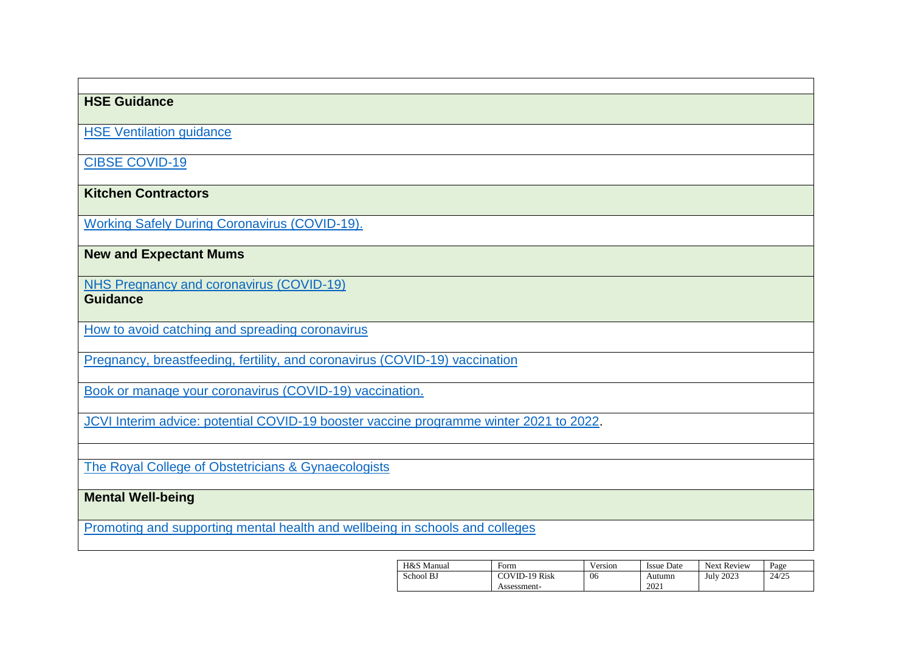**HSE Guidance**

HSE Ventilation guidance

CIBSE COVID-19

**Kitchen Contractors**

Working Safely During Coronavirus (COVID-19).

**New and Expectant Mums**

NHS Pregnancy and coronavirus (COVID-19)

**Guidance**

How to avoid catching and spreading coronavirus

Pregnancy, breastfeeding, fertility, and coronavirus (COVID-19) vaccination

Book or manage your coronavirus (COVID-19) vaccination.

JCVI Interim advice: potential COVID-19 booster vaccine programme winter 2021 to 2022.

The Royal College of Obstetricians & Gynaecologists

**Mental Well-being**

Promoting and supporting mental health and wellbeing in schools and colleges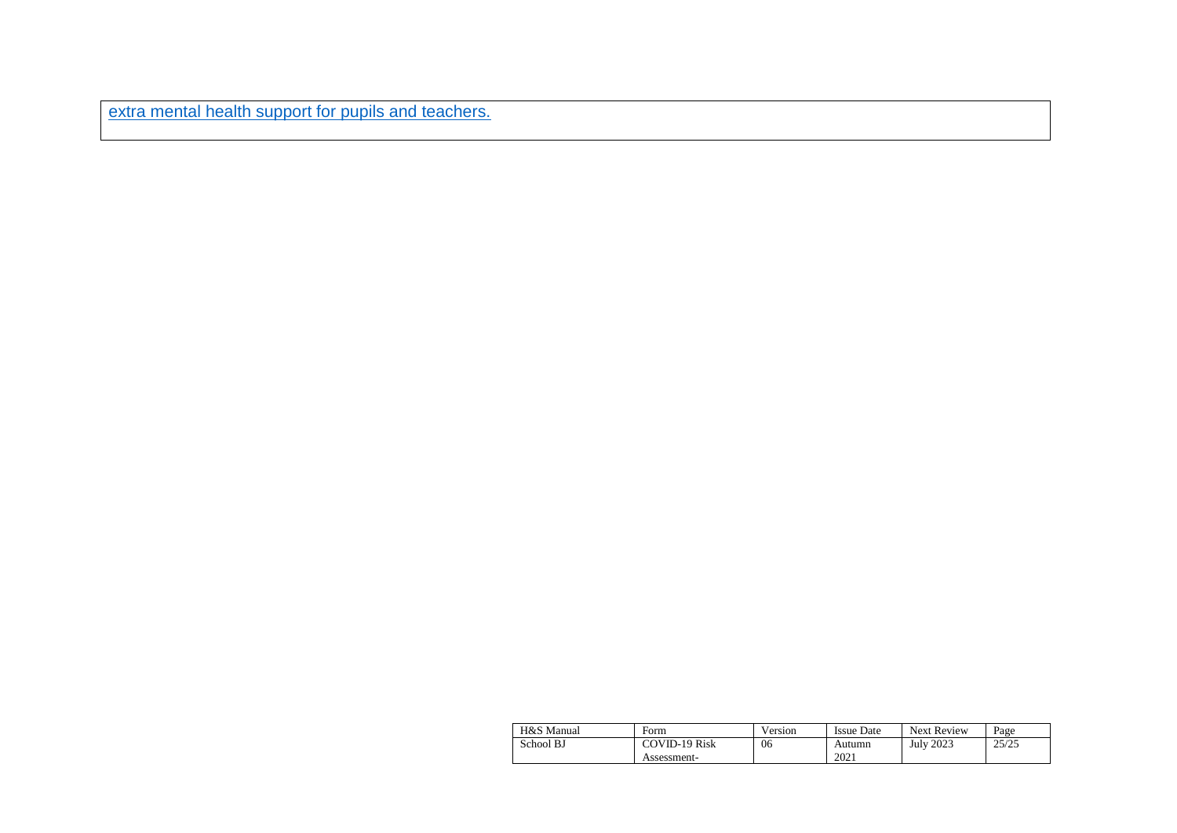| |
|---|
| extra mental health support for pupils and teachers. |